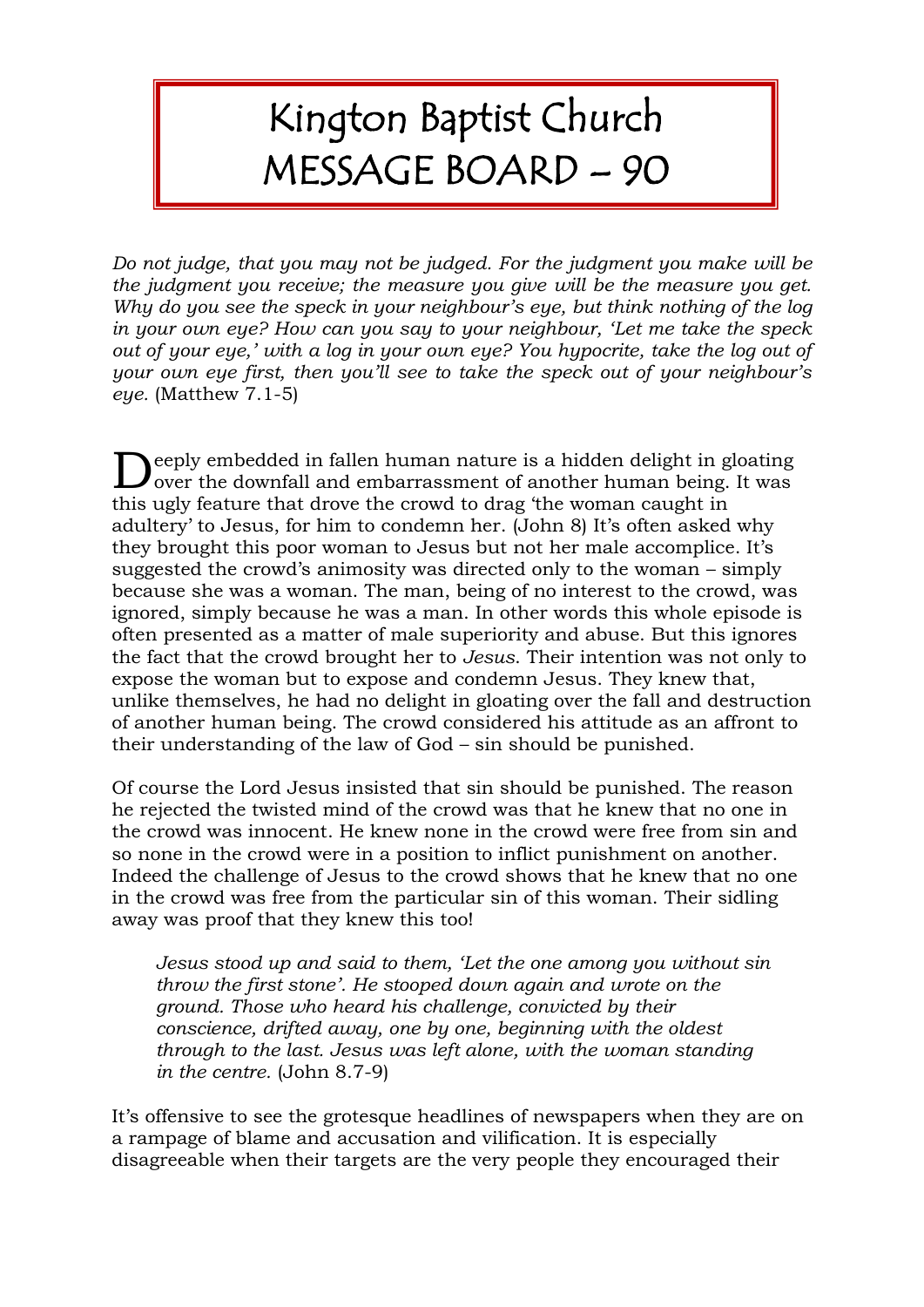# Kington Baptist Church MESSAGE BOARD – 90

*Do not judge, that you may not be judged. For the judgment you make will be the judgment you receive; the measure you give will be the measure you get. Why do you see the speck in your neighbour's eye, but think nothing of the log in your own eye? How can you say to your neighbour, 'Let me take the speck out of your eye,' with a log in your own eye? You hypocrite, take the log out of your own eye first, then you'll see to take the speck out of your neighbour's eye.* (Matthew 7.1-5)

Deeply embedded in fallen human nature is a hidden delight in gloating over the downfall and embarrassment of another human being. It was this ugly feature that drove the crowd to drag 'the woman caught in adultery' to Jesus, for him to condemn her. (John 8) It's often asked why they brought this poor woman to Jesus but not her male accomplice. It's suggested the crowd's animosity was directed only to the woman – simply because she was a woman. The man, being of no interest to the crowd, was ignored, simply because he was a man. In other words this whole episode is often presented as a matter of male superiority and abuse. But this ignores the fact that the crowd brought her to *Jesus*. Their intention was not only to expose the woman but to expose and condemn Jesus. They knew that, unlike themselves, he had no delight in gloating over the fall and destruction of another human being. The crowd considered his attitude as an affront to their understanding of the law of God – sin should be punished.

Of course the Lord Jesus insisted that sin should be punished. The reason he rejected the twisted mind of the crowd was that he knew that no one in the crowd was innocent. He knew none in the crowd were free from sin and so none in the crowd were in a position to inflict punishment on another. Indeed the challenge of Jesus to the crowd shows that he knew that no one in the crowd was free from the particular sin of this woman. Their sidling away was proof that they knew this too!

> *Jesus stood up and said to them, 'Let the one among you without sin throw the first stone'. He stooped down again and wrote on the ground. Those who heard his challenge, convicted by their conscience, drifted away, one by one, beginning with the oldest through to the last. Jesus was left alone, with the woman standing in the centre.* (John 8.7-9)

It's offensive to see the grotesque headlines of newspapers when they are on a rampage of blame and accusation and vilification. It is especially disagreeable when their targets are the very people they encouraged their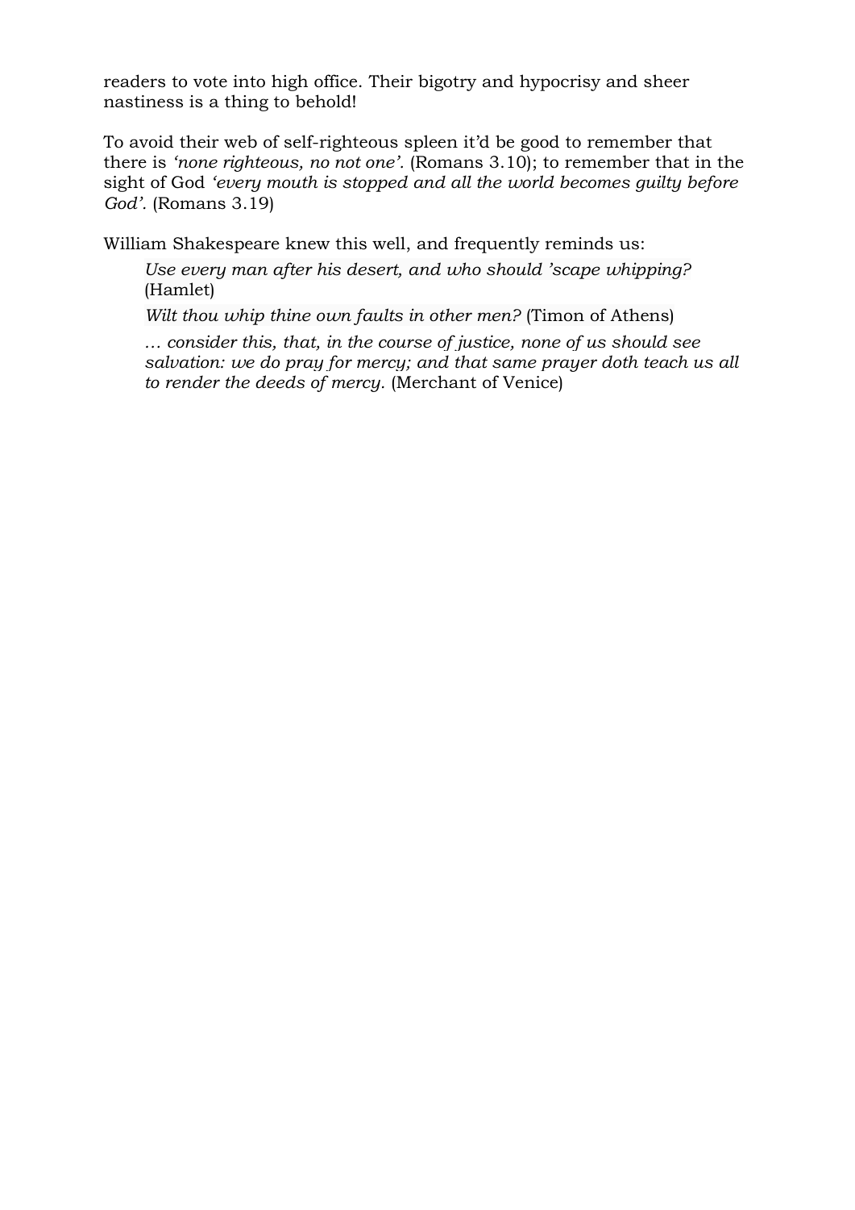readers to vote into high office. Their bigotry and hypocrisy and sheer nastiness is a thing to behold!

To avoid their web of self-righteous spleen it'd be good to remember that there is *'none righteous, no not one'*. (Romans 3.10); to remember that in the sight of God *'every mouth is stopped and all the world becomes guilty before God'*. (Romans 3.19)

William Shakespeare knew this well, and frequently reminds us:

> *Use every man after his desert, and who should 'scape whipping?* (Hamlet)
>
> *Wilt thou whip thine own faults in other men?* (Timon of Athens)
>
> *… consider this, that, in the course of justice, none of us should see salvation: we do pray for mercy; and that same prayer doth teach us all to render the deeds of mercy.* (Merchant of Venice)